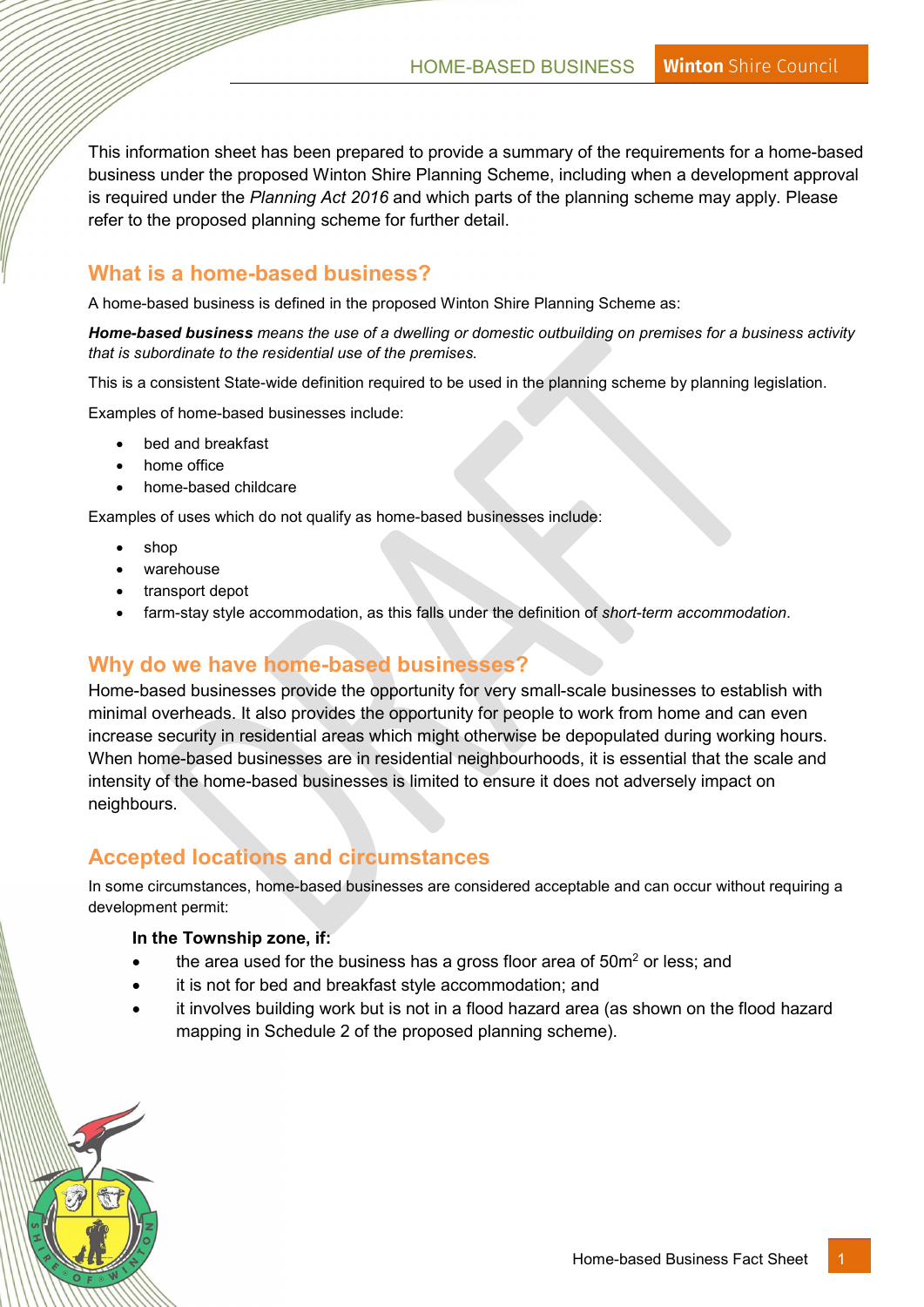This information sheet has been prepared to provide a summary of the requirements for a home-based business under the proposed Winton Shire Planning Scheme, including when a development approval is required under the *Planning Act 2016* and which parts of the planning scheme may apply. Please refer to the proposed planning scheme for further detail.

## What is a home-based business?

A home-based business is defined in the proposed Winton Shire Planning Scheme as:

***Home-based business*** *means the use of a dwelling or domestic outbuilding on premises for a business activity that is subordinate to the residential use of the premises.*

This is a consistent State-wide definition required to be used in the planning scheme by planning legislation.

Examples of home-based businesses include:

- bed and breakfast
- home office
- home-based childcare

Examples of uses which do not qualify as home-based businesses include:

- shop
- warehouse
- transport depot
- farm-stay style accommodation, as this falls under the definition of *short-term accommodation*.

## Why do we have home-based businesses?

Home-based businesses provide the opportunity for very small-scale businesses to establish with minimal overheads. It also provides the opportunity for people to work from home and can even increase security in residential areas which might otherwise be depopulated during working hours. When home-based businesses are in residential neighbourhoods, it is essential that the scale and intensity of the home-based businesses is limited to ensure it does not adversely impact on neighbours.

## Accepted locations and circumstances

In some circumstances, home-based businesses are considered acceptable and can occur without requiring a development permit:

**In the Township zone, if:**

- the area used for the business has a gross floor area of 50m$^2$ or less; and
- it is not for bed and breakfast style accommodation; and
- it involves building work but is not in a flood hazard area (as shown on the flood hazard mapping in Schedule 2 of the proposed planning scheme).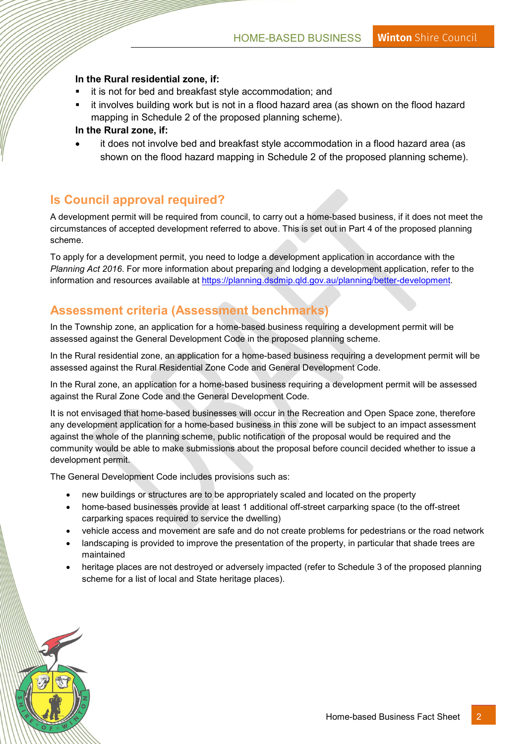**In the Rural residential zone, if:**

- it is not for bed and breakfast style accommodation; and
- it involves building work but is not in a flood hazard area (as shown on the flood hazard mapping in Schedule 2 of the proposed planning scheme).

**In the Rural zone, if:**

- it does not involve bed and breakfast style accommodation in a flood hazard area (as shown on the flood hazard mapping in Schedule 2 of the proposed planning scheme).

## Is Council approval required?

A development permit will be required from council, to carry out a home-based business, if it does not meet the circumstances of accepted development referred to above. This is set out in Part 4 of the proposed planning scheme.

To apply for a development permit, you need to lodge a development application in accordance with the *Planning Act 2016*. For more information about preparing and lodging a development application, refer to the information and resources available at https://planning.dsdmip.qld.gov.au/planning/better-development.

## Assessment criteria (Assessment benchmarks)

In the Township zone, an application for a home-based business requiring a development permit will be assessed against the General Development Code in the proposed planning scheme.

In the Rural residential zone, an application for a home-based business requiring a development permit will be assessed against the Rural Residential Zone Code and General Development Code.

In the Rural zone, an application for a home-based business requiring a development permit will be assessed against the Rural Zone Code and the General Development Code.

It is not envisaged that home-based businesses will occur in the Recreation and Open Space zone, therefore any development application for a home-based business in this zone will be subject to an impact assessment against the whole of the planning scheme, public notification of the proposal would be required and the community would be able to make submissions about the proposal before council decided whether to issue a development permit.

The General Development Code includes provisions such as:

- new buildings or structures are to be appropriately scaled and located on the property
- home-based businesses provide at least 1 additional off-street carparking space (to the off-street carparking spaces required to service the dwelling)
- vehicle access and movement are safe and do not create problems for pedestrians or the road network
- landscaping is provided to improve the presentation of the property, in particular that shade trees are maintained
- heritage places are not destroyed or adversely impacted (refer to Schedule 3 of the proposed planning scheme for a list of local and State heritage places).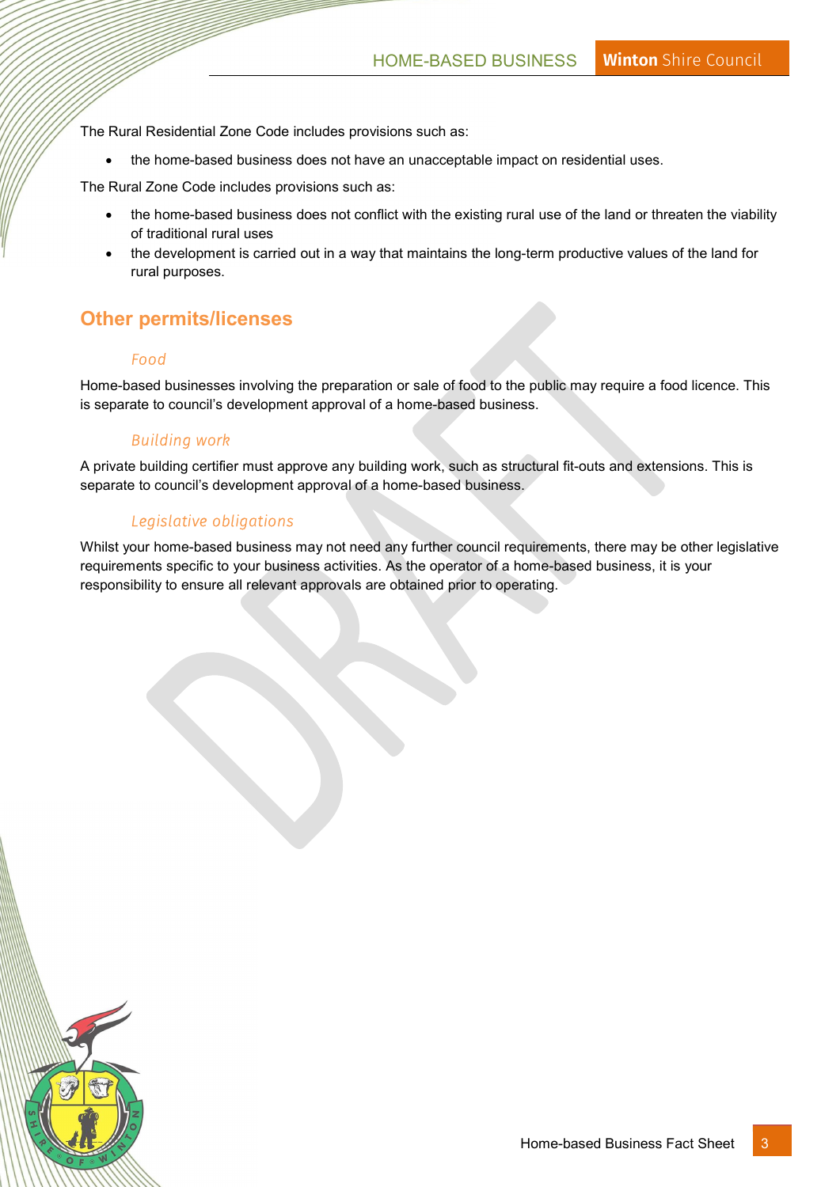The Rural Residential Zone Code includes provisions such as:

- the home-based business does not have an unacceptable impact on residential uses.

The Rural Zone Code includes provisions such as:

- the home-based business does not conflict with the existing rural use of the land or threaten the viability of traditional rural uses
- the development is carried out in a way that maintains the long-term productive values of the land for rural purposes.

## Other permits/licenses

### *Food*

Home-based businesses involving the preparation or sale of food to the public may require a food licence. This is separate to council's development approval of a home-based business.

### *Building work*

A private building certifier must approve any building work, such as structural fit-outs and extensions. This is separate to council's development approval of a home-based business.

### *Legislative obligations*

Whilst your home-based business may not need any further council requirements, there may be other legislative requirements specific to your business activities. As the operator of a home-based business, it is your responsibility to ensure all relevant approvals are obtained prior to operating.